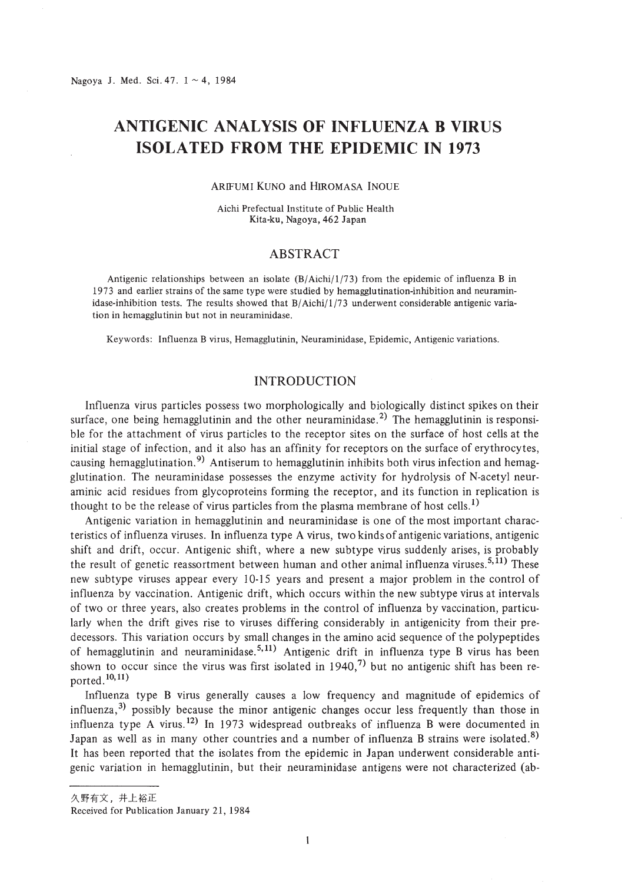# ANTIGENIC ANALYSIS OF INFLUENZA B VIRUS ISOLATED FROM THE EPIDEMIC IN 1973

ARIFUMI KUNO and HIROMASA INOUE

*Aichi Prefectual Institute of Public Health*
*Kita-ku, Nagoya, 462 Japan*

## ABSTRACT

Antigenic relationships between an isolate (B/Aichi/1/73) from the epidemic of influenza B in 1973 and earlier strains of the same type were studied by hemagglutination-inhibition and neuraminidase-inhibition tests. The results showed that B/Aichi/1/73 underwent considerable antigenic variation in hemagglutinin but not in neuraminidase.

Keywords: Influenza B virus, Hemagglutinin, Neuraminidase, Epidemic, Antigenic variations.

## INTRODUCTION

Influenza virus particles possess two morphologically and biologically distinct spikes on their surface, one being hemagglutinin and the other neuraminidase.[2] The hemagglutinin is responsible for the attachment of virus particles to the receptor sites on the surface of host cells at the initial stage of infection, and it also has an affinity for receptors on the surface of erythrocytes, causing hemagglutination.[9] Antiserum to hemagglutinin inhibits both virus infection and hemagglutination. The neuraminidase possesses the enzyme activity for hydrolysis of N-acetyl neuraminic acid residues from glycoproteins forming the receptor, and its function in replication is thought to be the release of virus particles from the plasma membrane of host cells.[1]

Antigenic variation in hemagglutinin and neuraminidase is one of the most important characteristics of influenza viruses. In influenza type A virus, two kinds of antigenic variations, antigenic shift and drift, occur. Antigenic shift, where a new subtype virus suddenly arises, is probably the result of genetic reassortment between human and other animal influenza viruses.[5,11] These new subtype viruses appear every 10-15 years and present a major problem in the control of influenza by vaccination. Antigenic drift, which occurs within the new subtype virus at intervals of two or three years, also creates problems in the control of influenza by vaccination, particularly when the drift gives rise to viruses differing considerably in antigenicity from their predecessors. This variation occurs by small changes in the amino acid sequence of the polypeptides of hemagglutinin and neuraminidase.[5,11] Antigenic drift in influenza type B virus has been shown to occur since the virus was first isolated in 1940,[7] but no antigenic shift has been reported.[10,11]

Influenza type B virus generally causes a low frequency and magnitude of epidemics of influenza,[3] possibly because the minor antigenic changes occur less frequently than those in influenza type A virus.[12] In 1973 widespread outbreaks of influenza B were documented in Japan as well as in many other countries and a number of influenza B strains were isolated.[8] It has been reported that the isolates from the epidemic in Japan underwent considerable antigenic variation in hemagglutinin, but their neuraminidase antigens were not characterized (ab-

---

久野有文，井上裕正

Received for Publication January 21, 1984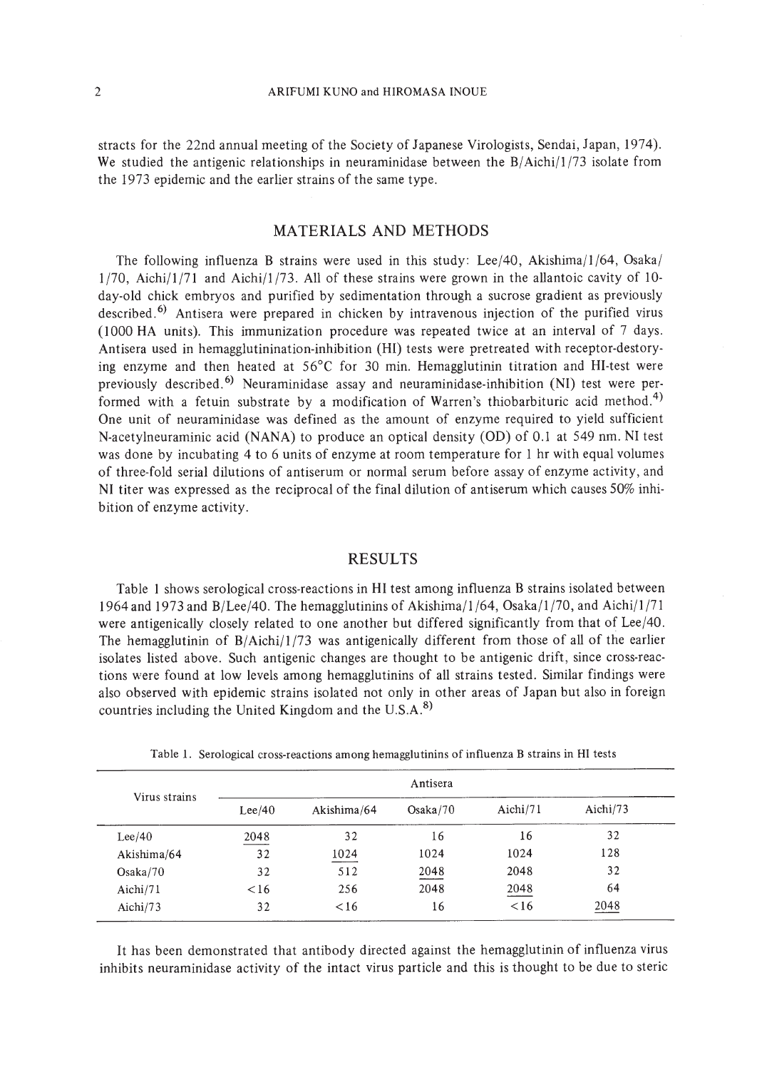stracts for the 22nd annual meeting of the Society of Japanese Virologists, Sendai, Japan, 1974). We studied the antigenic relationships in neuraminidase between the B/Aichi/1/73 isolate from the 1973 epidemic and the earlier strains of the same type.

## MATERIALS AND METHODS

The following influenza B strains were used in this study: Lee/40, Akishima/1/64, Osaka/1/70, Aichi/1/71 and Aichi/1/73. All of these strains were grown in the allantoic cavity of 10-day-old chick embryos and purified by sedimentation through a sucrose gradient as previously described.[6] Antisera were prepared in chicken by intravenous injection of the purified virus (1000 HA units). This immunization procedure was repeated twice at an interval of 7 days. Antisera used in hemagglutinination-inhibition (HI) tests were pretreated with receptor-destorying enzyme and then heated at 56°C for 30 min. Hemagglutinin titration and HI-test were previously described.[6] Neuraminidase assay and neuraminidase-inhibition (NI) test were performed with a fetuin substrate by a modification of Warren's thiobarbituric acid method.[4] One unit of neuraminidase was defined as the amount of enzyme required to yield sufficient N-acetylneuraminic acid (NANA) to produce an optical density (OD) of 0.1 at 549 nm. NI test was done by incubating 4 to 6 units of enzyme at room temperature for 1 hr with equal volumes of three-fold serial dilutions of antiserum or normal serum before assay of enzyme activity, and NI titer was expressed as the reciprocal of the final dilution of antiserum which causes 50% inhibition of enzyme activity.

## RESULTS

Table 1 shows serological cross-reactions in HI test among influenza B strains isolated between 1964 and 1973 and B/Lee/40. The hemagglutinins of Akishima/1/64, Osaka/1/70, and Aichi/1/71 were antigenically closely related to one another but differed significantly from that of Lee/40. The hemagglutinin of B/Aichi/1/73 was antigenically different from those of all of the earlier isolates listed above. Such antigenic changes are thought to be antigenic drift, since cross-reactions were found at low levels among hemagglutinins of all strains tested. Similar findings were also observed with epidemic strains isolated not only in other areas of Japan but also in foreign countries including the United Kingdom and the U.S.A.[8]

Table 1. Serological cross-reactions among hemagglutinins of influenza B strains in HI tests

| Virus strains | Antisera | | | | |
|---|---|---|---|---|---|
| | Lee/40 | Akishima/64 | Osaka/70 | Aichi/71 | Aichi/73 |
| Lee/40 | <u>2048</u> | 32 | 16 | 16 | 32 |
| Akishima/64 | 32 | <u>1024</u> | 1024 | 1024 | 128 |
| Osaka/70 | 32 | 512 | <u>2048</u> | 2048 | 32 |
| Aichi/71 | <16 | 256 | 2048 | <u>2048</u> | 64 |
| Aichi/73 | 32 | <16 | 16 | <16 | <u>2048</u> |

It has been demonstrated that antibody directed against the hemagglutinin of influenza virus inhibits neuraminidase activity of the intact virus particle and this is thought to be due to steric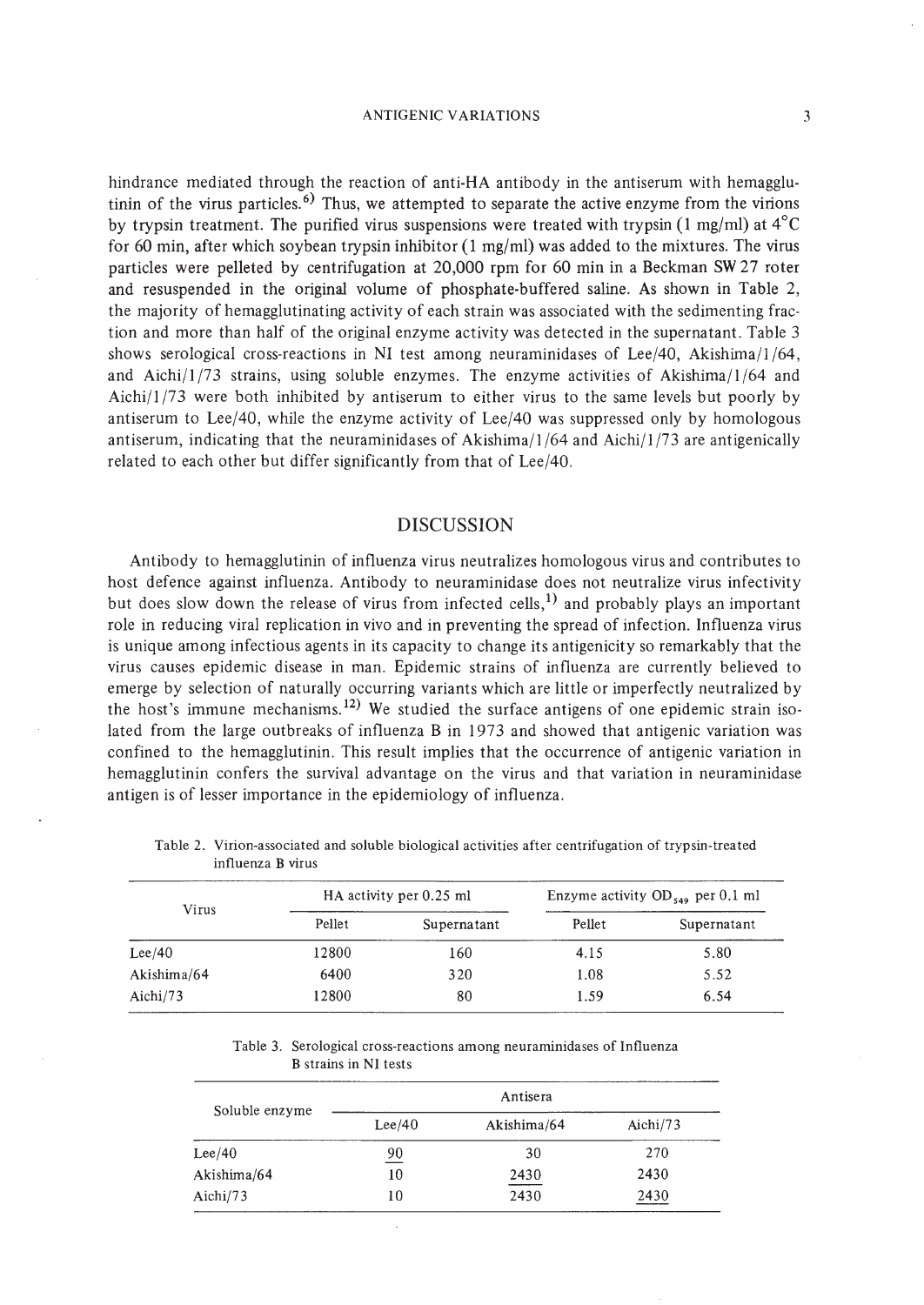hindrance mediated through the reaction of anti-HA antibody in the antiserum with hemagglutinin of the virus particles.[6] Thus, we attempted to separate the active enzyme from the virions by trypsin treatment. The purified virus suspensions were treated with trypsin (1 mg/ml) at 4°C for 60 min, after which soybean trypsin inhibitor (1 mg/ml) was added to the mixtures. The virus particles were pelleted by centrifugation at 20,000 rpm for 60 min in a Beckman SW 27 roter and resuspended in the original volume of phosphate-buffered saline. As shown in Table 2, the majority of hemagglutinating activity of each strain was associated with the sedimenting fraction and more than half of the original enzyme activity was detected in the supernatant. Table 3 shows serological cross-reactions in NI test among neuraminidases of Lee/40, Akishima/1/64, and Aichi/1/73 strains, using soluble enzymes. The enzyme activities of Akishima/1/64 and Aichi/1/73 were both inhibited by antiserum to either virus to the same levels but poorly by antiserum to Lee/40, while the enzyme activity of Lee/40 was suppressed only by homologous antiserum, indicating that the neuraminidases of Akishima/1/64 and Aichi/1/73 are antigenically related to each other but differ significantly from that of Lee/40.

## DISCUSSION

Antibody to hemagglutinin of influenza virus neutralizes homologous virus and contributes to host defence against influenza. Antibody to neuraminidase does not neutralize virus infectivity but does slow down the release of virus from infected cells,[1] and probably plays an important role in reducing viral replication in vivo and in preventing the spread of infection. Influenza virus is unique among infectious agents in its capacity to change its antigenicity so remarkably that the virus causes epidemic disease in man. Epidemic strains of influenza are currently believed to emerge by selection of naturally occurring variants which are little or imperfectly neutralized by the host's immune mechanisms.[12] We studied the surface antigens of one epidemic strain isolated from the large outbreaks of influenza B in 1973 and showed that antigenic variation was confined to the hemagglutinin. This result implies that the occurrence of antigenic variation in hemagglutinin confers the survival advantage on the virus and that variation in neuraminidase antigen is of lesser importance in the epidemiology of influenza.

Table 2. Virion-associated and soluble biological activities after centrifugation of trypsin-treated influenza B virus

| Virus | HA activity per 0.25 ml | | Enzyme activity $OD_{549}$ per 0.1 ml | |
|---|---|---|---|---|
| | Pellet | Supernatant | Pellet | Supernatant |
| Lee/40 | 12800 | 160 | 4.15 | 5.80 |
| Akishima/64 | 6400 | 320 | 1.08 | 5.52 |
| Aichi/73 | 12800 | 80 | 1.59 | 6.54 |

Table 3. Serological cross-reactions among neuraminidases of Influenza B strains in NI tests

| Soluble enzyme | Antisera | | |
|---|---|---|---|
| | Lee/40 | Akishima/64 | Aichi/73 |
| Lee/40 | <u>90</u> | 30 | 270 |
| Akishima/64 | 10 | <u>2430</u> | 2430 |
| Aichi/73 | 10 | 2430 | <u>2430</u> |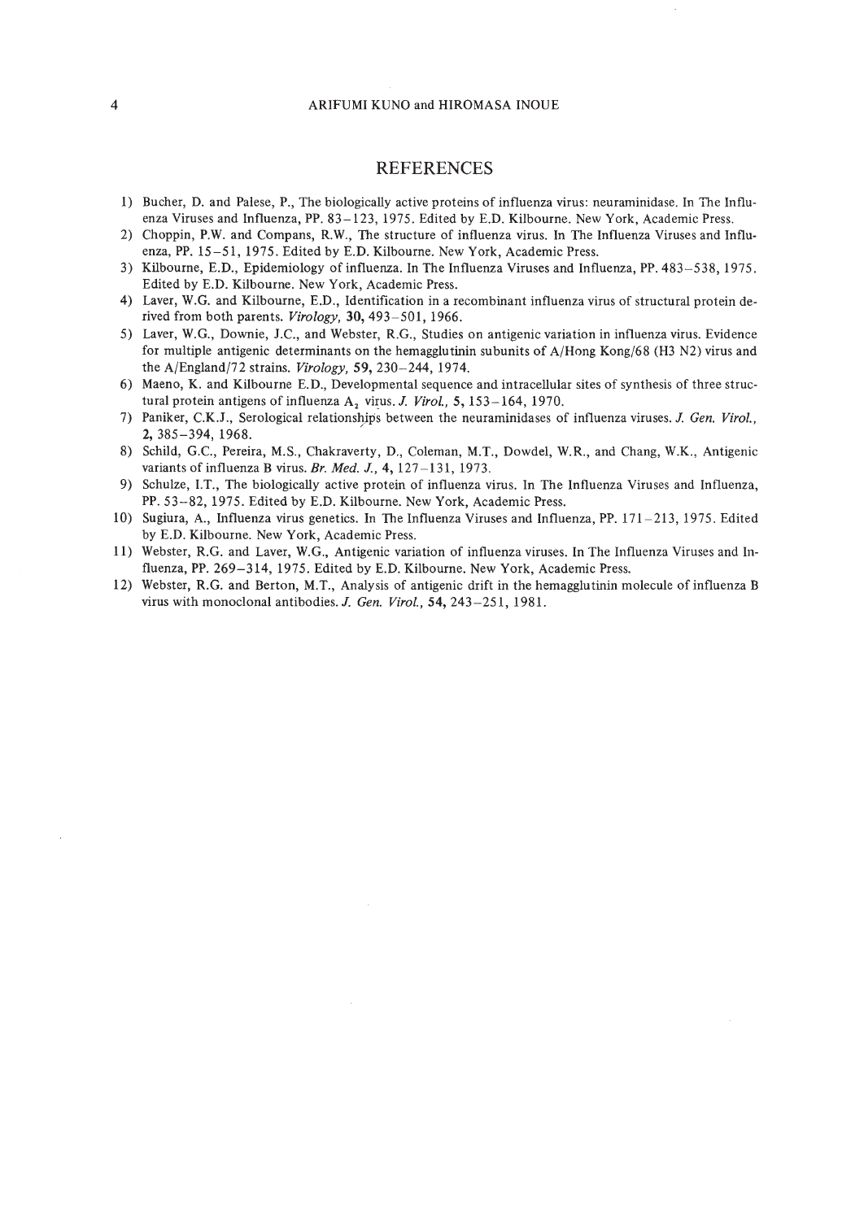## REFERENCES

1) Bucher, D. and Palese, P., The biologically active proteins of influenza virus: neuraminidase. In The Influenza Viruses and Influenza, PP. 83–123, 1975. Edited by E.D. Kilbourne. New York, Academic Press.
2) Choppin, P.W. and Compans, R.W., The structure of influenza virus. In The Influenza Viruses and Influenza, PP. 15–51, 1975. Edited by E.D. Kilbourne. New York, Academic Press.
3) Kilbourne, E.D., Epidemiology of influenza. In The Influenza Viruses and Influenza, PP. 483–538, 1975. Edited by E.D. Kilbourne. New York, Academic Press.
4) Laver, W.G. and Kilbourne, E.D., Identification in a recombinant influenza virus of structural protein derived from both parents. *Virology,* **30,** 493–501, 1966.
5) Laver, W.G., Downie, J.C., and Webster, R.G., Studies on antigenic variation in influenza virus. Evidence for multiple antigenic determinants on the hemagglutinin subunits of A/Hong Kong/68 (H3 N2) virus and the A/England/72 strains. *Virology,* **59,** 230–244, 1974.
6) Maeno, K. and Kilbourne E.D., Developmental sequence and intracellular sites of synthesis of three structural protein antigens of influenza $A_2$ virus. *J. Virol.,* **5,** 153–164, 1970.
7) Paniker, C.K.J., Serological relationships between the neuraminidases of influenza viruses. *J. Gen. Virol.,* **2,** 385–394, 1968.
8) Schild, G.C., Pereira, M.S., Chakraverty, D., Coleman, M.T., Dowdel, W.R., and Chang, W.K., Antigenic variants of influenza B virus. *Br. Med. J.,* **4,** 127–131, 1973.
9) Schulze, I.T., The biologically active protein of influenza virus. In The Influenza Viruses and Influenza, PP. 53–82, 1975. Edited by E.D. Kilbourne. New York, Academic Press.
10) Sugiura, A., Influenza virus genetics. In The Influenza Viruses and Influenza, PP. 171–213, 1975. Edited by E.D. Kilbourne. New York, Academic Press.
11) Webster, R.G. and Laver, W.G., Antigenic variation of influenza viruses. In The Influenza Viruses and Influenza, PP. 269–314, 1975. Edited by E.D. Kilbourne. New York, Academic Press.
12) Webster, R.G. and Berton, M.T., Analysis of antigenic drift in the hemagglutinin molecule of influenza B virus with monoclonal antibodies. *J. Gen. Virol.,* **54,** 243–251, 1981.